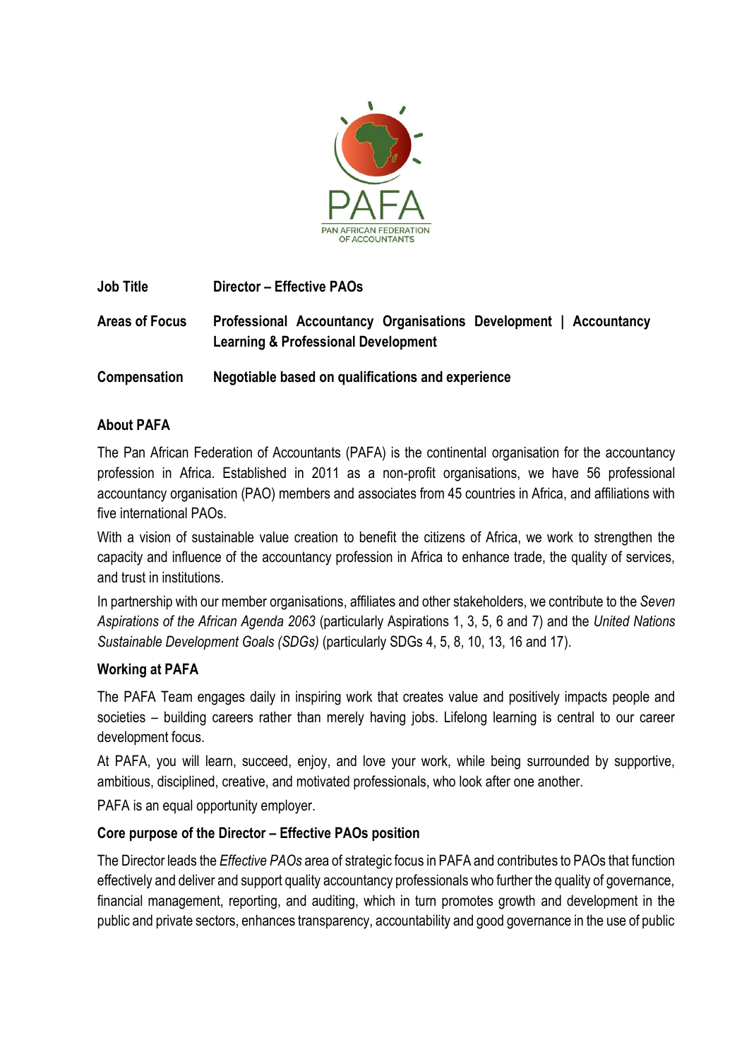| **Job Title** | **Director – Effective PAOs** |
|---|---|
| **Areas of Focus** | **Professional Accountancy Organisations Development \| Accountancy Learning & Professional Development** |
| **Compensation** | **Negotiable based on qualifications and experience** |

## About PAFA

The Pan African Federation of Accountants (PAFA) is the continental organisation for the accountancy profession in Africa. Established in 2011 as a non-profit organisations, we have 56 professional accountancy organisation (PAO) members and associates from 45 countries in Africa, and affiliations with five international PAOs.

With a vision of sustainable value creation to benefit the citizens of Africa, we work to strengthen the capacity and influence of the accountancy profession in Africa to enhance trade, the quality of services, and trust in institutions.

In partnership with our member organisations, affiliates and other stakeholders, we contribute to the *Seven Aspirations of the African Agenda 2063* (particularly Aspirations 1, 3, 5, 6 and 7) and the *United Nations Sustainable Development Goals (SDGs)* (particularly SDGs 4, 5, 8, 10, 13, 16 and 17).

## Working at PAFA

The PAFA Team engages daily in inspiring work that creates value and positively impacts people and societies – building careers rather than merely having jobs. Lifelong learning is central to our career development focus.

At PAFA, you will learn, succeed, enjoy, and love your work, while being surrounded by supportive, ambitious, disciplined, creative, and motivated professionals, who look after one another.

PAFA is an equal opportunity employer.

## Core purpose of the Director – Effective PAOs position

The Director leads the *Effective PAOs* area of strategic focus in PAFA and contributes to PAOs that function effectively and deliver and support quality accountancy professionals who further the quality of governance, financial management, reporting, and auditing, which in turn promotes growth and development in the public and private sectors, enhances transparency, accountability and good governance in the use of public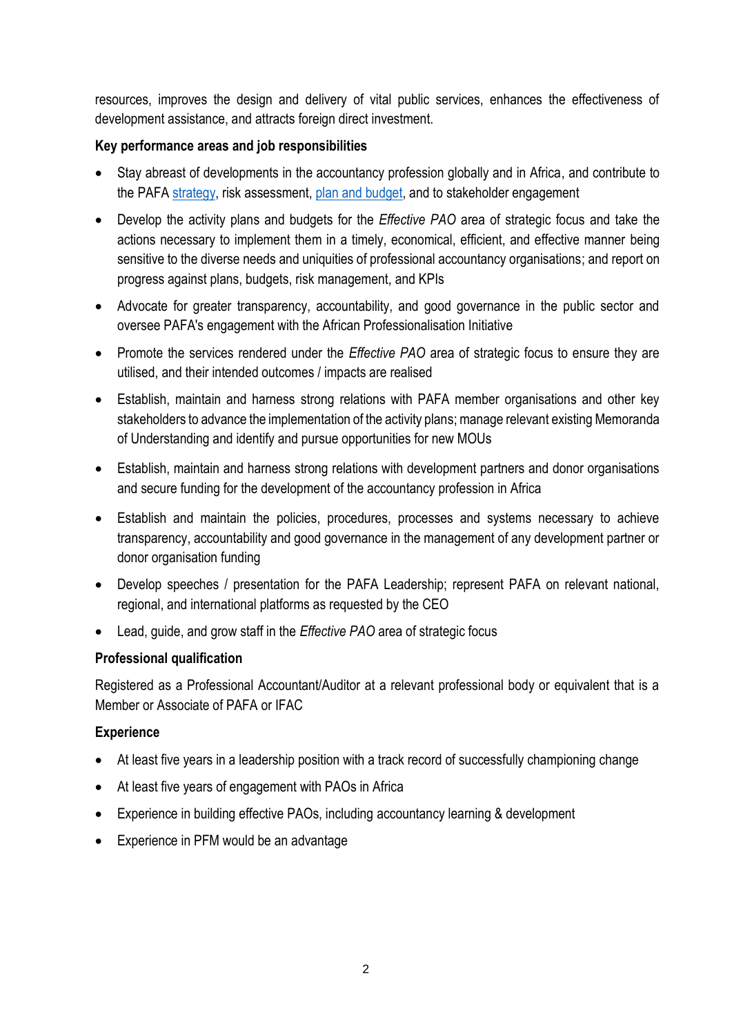resources, improves the design and delivery of vital public services, enhances the effectiveness of development assistance, and attracts foreign direct investment.

**Key performance areas and job responsibilities**

- Stay abreast of developments in the accountancy profession globally and in Africa, and contribute to the PAFA strategy, risk assessment, plan and budget, and to stakeholder engagement
- Develop the activity plans and budgets for the *Effective PAO* area of strategic focus and take the actions necessary to implement them in a timely, economical, efficient, and effective manner being sensitive to the diverse needs and uniquities of professional accountancy organisations; and report on progress against plans, budgets, risk management, and KPIs
- Advocate for greater transparency, accountability, and good governance in the public sector and oversee PAFA's engagement with the African Professionalisation Initiative
- Promote the services rendered under the *Effective PAO* area of strategic focus to ensure they are utilised, and their intended outcomes / impacts are realised
- Establish, maintain and harness strong relations with PAFA member organisations and other key stakeholders to advance the implementation of the activity plans; manage relevant existing Memoranda of Understanding and identify and pursue opportunities for new MOUs
- Establish, maintain and harness strong relations with development partners and donor organisations and secure funding for the development of the accountancy profession in Africa
- Establish and maintain the policies, procedures, processes and systems necessary to achieve transparency, accountability and good governance in the management of any development partner or donor organisation funding
- Develop speeches / presentation for the PAFA Leadership; represent PAFA on relevant national, regional, and international platforms as requested by the CEO
- Lead, guide, and grow staff in the *Effective PAO* area of strategic focus

**Professional qualification**

Registered as a Professional Accountant/Auditor at a relevant professional body or equivalent that is a Member or Associate of PAFA or IFAC

**Experience**

- At least five years in a leadership position with a track record of successfully championing change
- At least five years of engagement with PAOs in Africa
- Experience in building effective PAOs, including accountancy learning & development
- Experience in PFM would be an advantage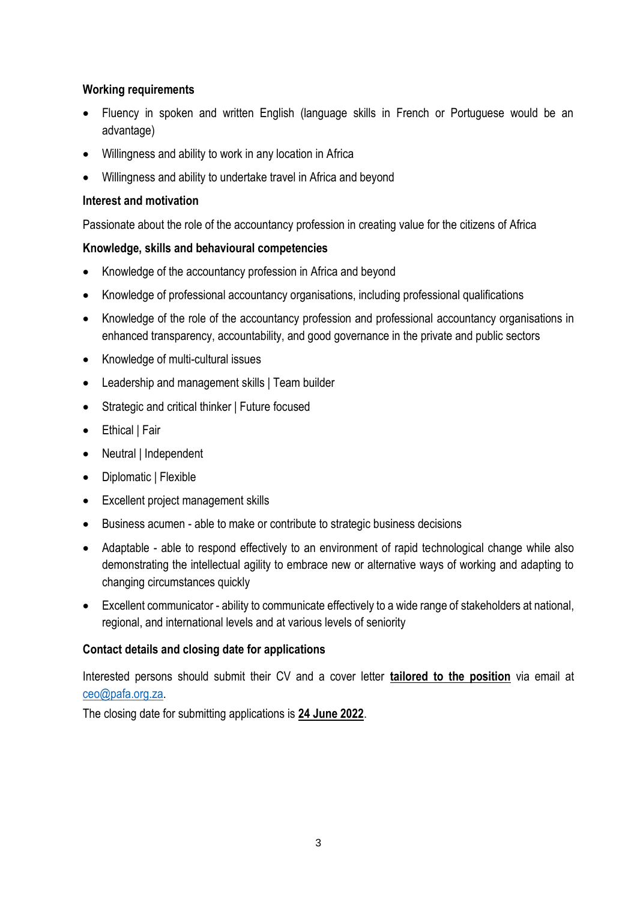**Working requirements**

- Fluency in spoken and written English (language skills in French or Portuguese would be an advantage)
- Willingness and ability to work in any location in Africa
- Willingness and ability to undertake travel in Africa and beyond

**Interest and motivation**

Passionate about the role of the accountancy profession in creating value for the citizens of Africa

**Knowledge, skills and behavioural competencies**

- Knowledge of the accountancy profession in Africa and beyond
- Knowledge of professional accountancy organisations, including professional qualifications
- Knowledge of the role of the accountancy profession and professional accountancy organisations in enhanced transparency, accountability, and good governance in the private and public sectors
- Knowledge of multi-cultural issues
- Leadership and management skills | Team builder
- Strategic and critical thinker | Future focused
- Ethical | Fair
- Neutral | Independent
- Diplomatic | Flexible
- Excellent project management skills
- Business acumen - able to make or contribute to strategic business decisions
- Adaptable - able to respond effectively to an environment of rapid technological change while also demonstrating the intellectual agility to embrace new or alternative ways of working and adapting to changing circumstances quickly
- Excellent communicator - ability to communicate effectively to a wide range of stakeholders at national, regional, and international levels and at various levels of seniority

**Contact details and closing date for applications**

Interested persons should submit their CV and a cover letter **tailored to the position** via email at ceo@pafa.org.za.

The closing date for submitting applications is **24 June 2022**.